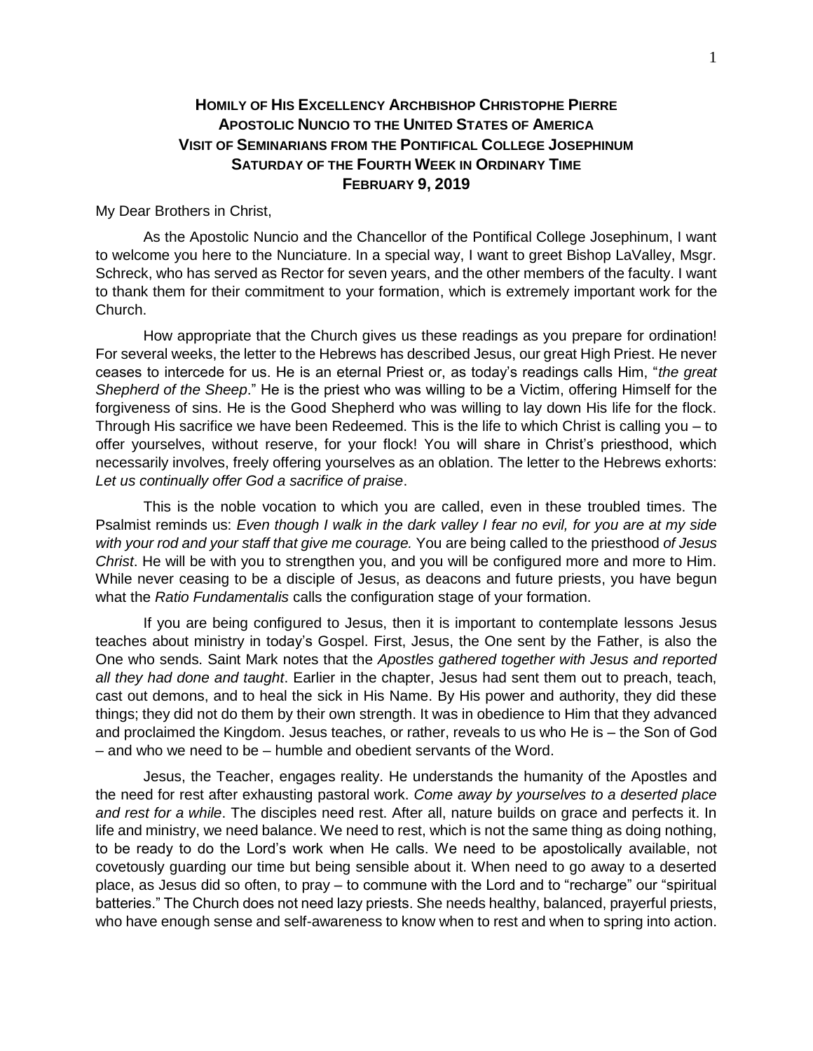# Homily of His Excellency Archbishop Christophe Pierre
## Apostolic Nuncio to the United States of America
## Visit of Seminarians from the Pontifical College Josephinum
## Saturday of the Fourth Week in Ordinary Time
## February 9, 2019

My Dear Brothers in Christ,

As the Apostolic Nuncio and the Chancellor of the Pontifical College Josephinum, I want to welcome you here to the Nunciature. In a special way, I want to greet Bishop LaValley, Msgr. Schreck, who has served as Rector for seven years, and the other members of the faculty. I want to thank them for their commitment to your formation, which is extremely important work for the Church.

How appropriate that the Church gives us these readings as you prepare for ordination! For several weeks, the letter to the Hebrews has described Jesus, our great High Priest. He never ceases to intercede for us. He is an eternal Priest or, as today's readings calls Him, "*the great Shepherd of the Sheep*." He is the priest who was willing to be a Victim, offering Himself for the forgiveness of sins. He is the Good Shepherd who was willing to lay down His life for the flock. Through His sacrifice we have been Redeemed. This is the life to which Christ is calling you – to offer yourselves, without reserve, for your flock! You will share in Christ's priesthood, which necessarily involves, freely offering yourselves as an oblation. The letter to the Hebrews exhorts: *Let us continually offer God a sacrifice of praise*.

This is the noble vocation to which you are called, even in these troubled times. The Psalmist reminds us: *Even though I walk in the dark valley I fear no evil, for you are at my side with your rod and your staff that give me courage.* You are being called to the priesthood *of Jesus Christ*. He will be with you to strengthen you, and you will be configured more and more to Him. While never ceasing to be a disciple of Jesus, as deacons and future priests, you have begun what the *Ratio Fundamentalis* calls the configuration stage of your formation.

If you are being configured to Jesus, then it is important to contemplate lessons Jesus teaches about ministry in today's Gospel. First, Jesus, the One sent by the Father, is also the One who sends. Saint Mark notes that the *Apostles gathered together with Jesus and reported all they had done and taught*. Earlier in the chapter, Jesus had sent them out to preach, teach, cast out demons, and to heal the sick in His Name. By His power and authority, they did these things; they did not do them by their own strength. It was in obedience to Him that they advanced and proclaimed the Kingdom. Jesus teaches, or rather, reveals to us who He is – the Son of God – and who we need to be – humble and obedient servants of the Word.

Jesus, the Teacher, engages reality. He understands the humanity of the Apostles and the need for rest after exhausting pastoral work. *Come away by yourselves to a deserted place and rest for a while*. The disciples need rest. After all, nature builds on grace and perfects it. In life and ministry, we need balance. We need to rest, which is not the same thing as doing nothing, to be ready to do the Lord's work when He calls. We need to be apostolically available, not covetously guarding our time but being sensible about it. When need to go away to a deserted place, as Jesus did so often, to pray – to commune with the Lord and to "recharge" our "spiritual batteries." The Church does not need lazy priests. She needs healthy, balanced, prayerful priests, who have enough sense and self-awareness to know when to rest and when to spring into action.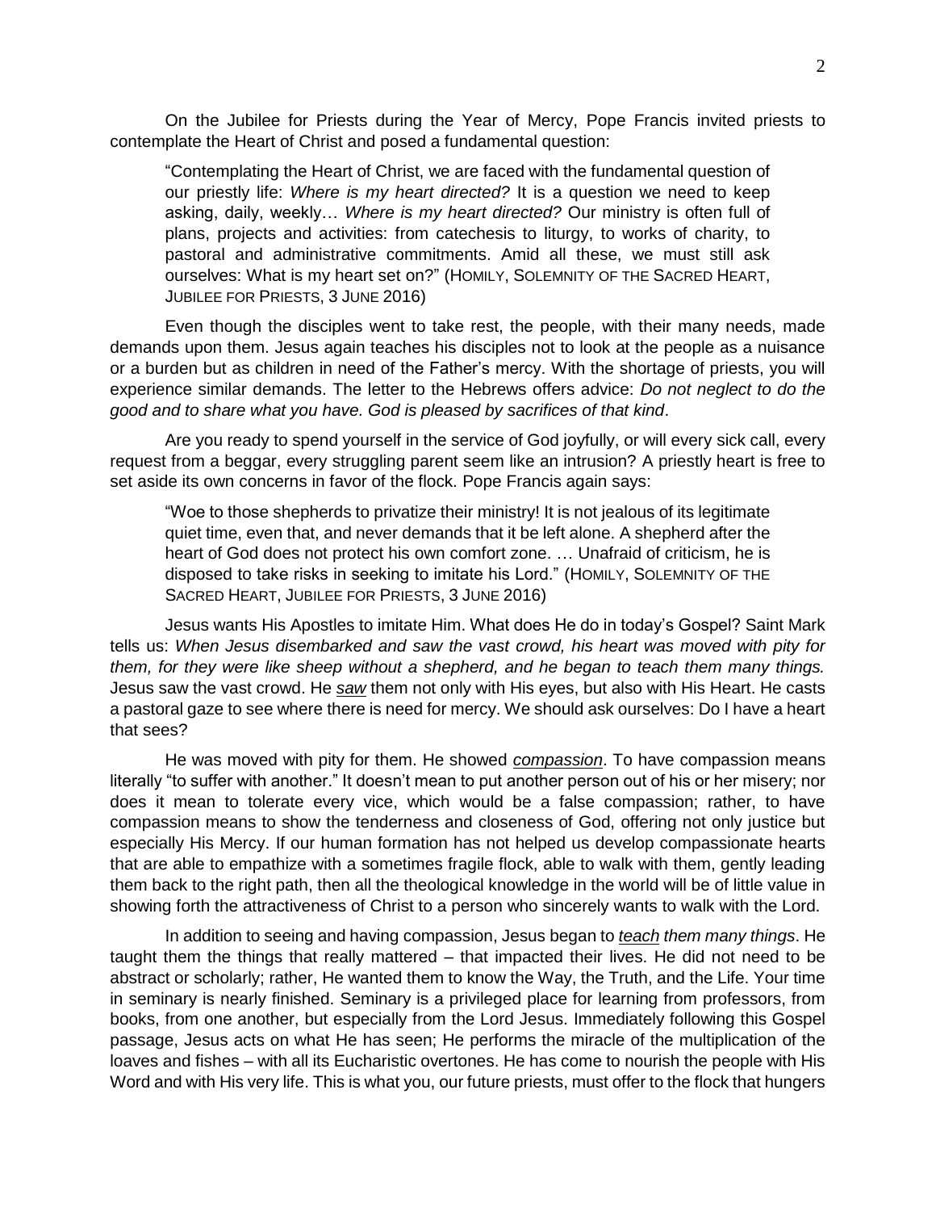On the Jubilee for Priests during the Year of Mercy, Pope Francis invited priests to contemplate the Heart of Christ and posed a fundamental question:

> "Contemplating the Heart of Christ, we are faced with the fundamental question of our priestly life: *Where is my heart directed?* It is a question we need to keep asking, daily, weekly… *Where is my heart directed?* Our ministry is often full of plans, projects and activities: from catechesis to liturgy, to works of charity, to pastoral and administrative commitments. Amid all these, we must still ask ourselves: What is my heart set on?" (HOMILY, SOLEMNITY OF THE SACRED HEART, JUBILEE FOR PRIESTS, 3 JUNE 2016)

Even though the disciples went to take rest, the people, with their many needs, made demands upon them. Jesus again teaches his disciples not to look at the people as a nuisance or a burden but as children in need of the Father's mercy. With the shortage of priests, you will experience similar demands. The letter to the Hebrews offers advice: *Do not neglect to do the good and to share what you have. God is pleased by sacrifices of that kind*.

Are you ready to spend yourself in the service of God joyfully, or will every sick call, every request from a beggar, every struggling parent seem like an intrusion? A priestly heart is free to set aside its own concerns in favor of the flock. Pope Francis again says:

> "Woe to those shepherds to privatize their ministry! It is not jealous of its legitimate quiet time, even that, and never demands that it be left alone. A shepherd after the heart of God does not protect his own comfort zone. … Unafraid of criticism, he is disposed to take risks in seeking to imitate his Lord." (HOMILY, SOLEMNITY OF THE SACRED HEART, JUBILEE FOR PRIESTS, 3 JUNE 2016)

Jesus wants His Apostles to imitate Him. What does He do in today's Gospel? Saint Mark tells us: *When Jesus disembarked and saw the vast crowd, his heart was moved with pity for them, for they were like sheep without a shepherd, and he began to teach them many things.* Jesus saw the vast crowd. He ***saw*** them not only with His eyes, but also with His Heart. He casts a pastoral gaze to see where there is need for mercy. We should ask ourselves: Do I have a heart that sees?

He was moved with pity for them. He showed ***compassion***. To have compassion means literally "to suffer with another." It doesn't mean to put another person out of his or her misery; nor does it mean to tolerate every vice, which would be a false compassion; rather, to have compassion means to show the tenderness and closeness of God, offering not only justice but especially His Mercy. If our human formation has not helped us develop compassionate hearts that are able to empathize with a sometimes fragile flock, able to walk with them, gently leading them back to the right path, then all the theological knowledge in the world will be of little value in showing forth the attractiveness of Christ to a person who sincerely wants to walk with the Lord.

In addition to seeing and having compassion, Jesus began to ***teach** them many things*. He taught them the things that really mattered – that impacted their lives. He did not need to be abstract or scholarly; rather, He wanted them to know the Way, the Truth, and the Life. Your time in seminary is nearly finished. Seminary is a privileged place for learning from professors, from books, from one another, but especially from the Lord Jesus. Immediately following this Gospel passage, Jesus acts on what He has seen; He performs the miracle of the multiplication of the loaves and fishes – with all its Eucharistic overtones. He has come to nourish the people with His Word and with His very life. This is what you, our future priests, must offer to the flock that hungers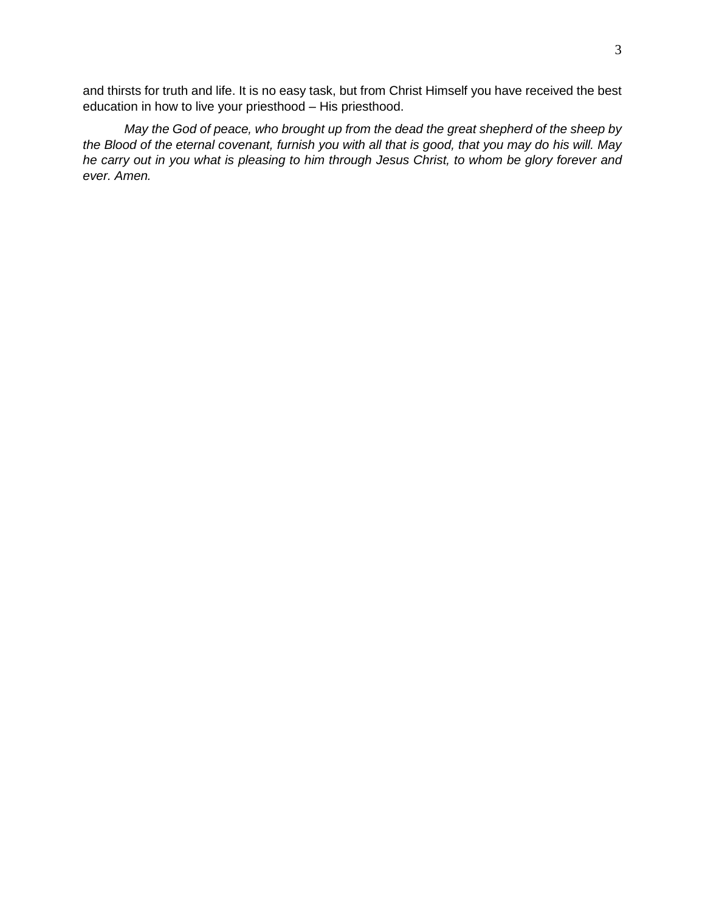and thirsts for truth and life. It is no easy task, but from Christ Himself you have received the best education in how to live your priesthood – His priesthood.

*May the God of peace, who brought up from the dead the great shepherd of the sheep by the Blood of the eternal covenant, furnish you with all that is good, that you may do his will. May he carry out in you what is pleasing to him through Jesus Christ, to whom be glory forever and ever. Amen.*